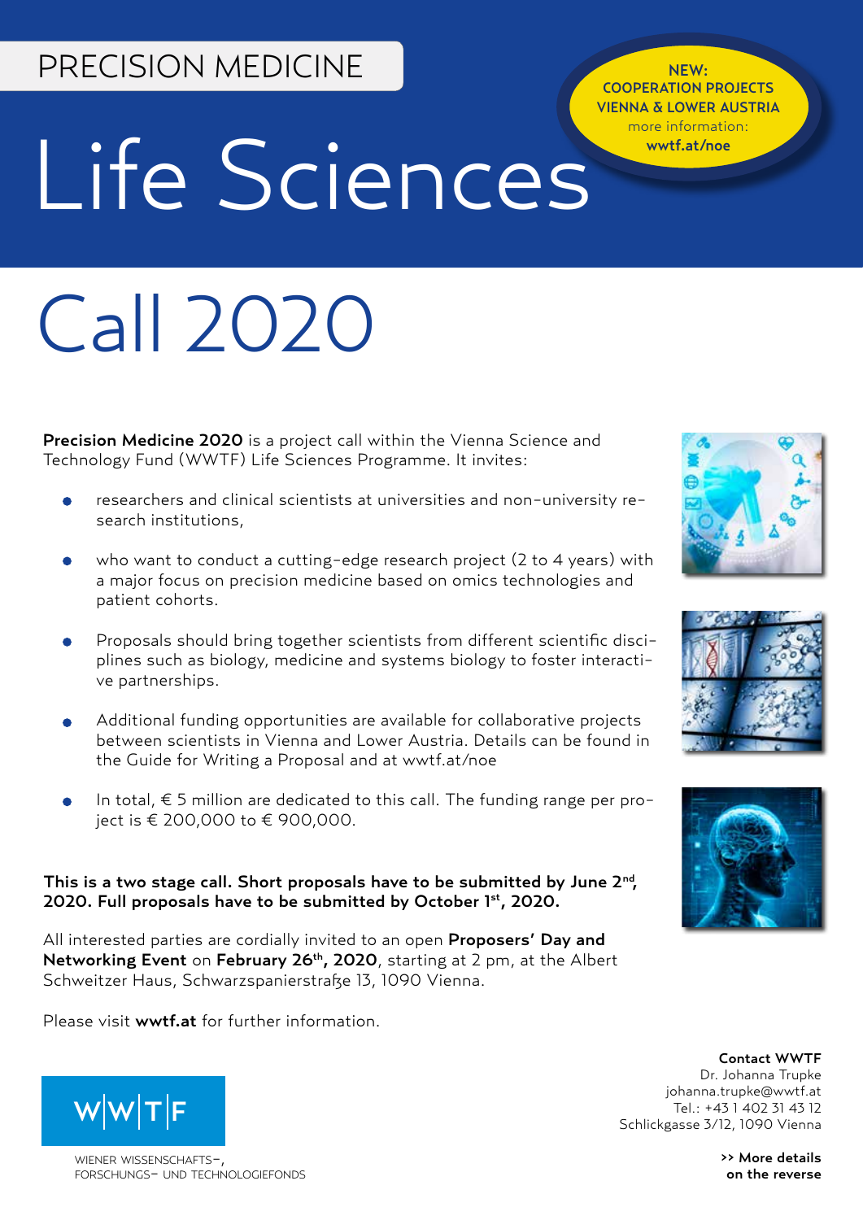PRECISION MEDICINE

# Life Sciences

**NEW: COOPERATION PROJECTS VIENNA & LOWER AUSTRIA**
more information: **wwtf.at/noe**

# Call 2020

**Precision Medicine 2020** is a project call within the Vienna Science and Technology Fund (WWTF) Life Sciences Programme. It invites:

- researchers and clinical scientists at universities and non-university research institutions,
- who want to conduct a cutting-edge research project (2 to 4 years) with a major focus on precision medicine based on omics technologies and patient cohorts.
- Proposals should bring together scientists from different scientific disciplines such as biology, medicine and systems biology to foster interactive partnerships.
- Additional funding opportunities are available for collaborative projects between scientists in Vienna and Lower Austria. Details can be found in the Guide for Writing a Proposal and at wwtf.at/noe
- In total, € 5 million are dedicated to this call. The funding range per project is € 200,000 to € 900,000.

**This is a two stage call. Short proposals have to be submitted by June 2nd, 2020. Full proposals have to be submitted by October 1st, 2020.**

All interested parties are cordially invited to an open **Proposers' Day and Networking Event** on **February 26th, 2020**, starting at 2 pm, at the Albert Schweitzer Haus, Schwarzspanierstraße 13, 1090 Vienna.

Please visit **wwtf.at** for further information.

W|W|T|F

WIENER WISSENSCHAFTS-, FORSCHUNGS- UND TECHNOLOGIEFONDS

**Contact WWTF**
Dr. Johanna Trupke
johanna.trupke@wwtf.at
Tel.: +43 1 402 31 43 12
Schlickgasse 3/12, 1090 Vienna

**>> More details on the reverse**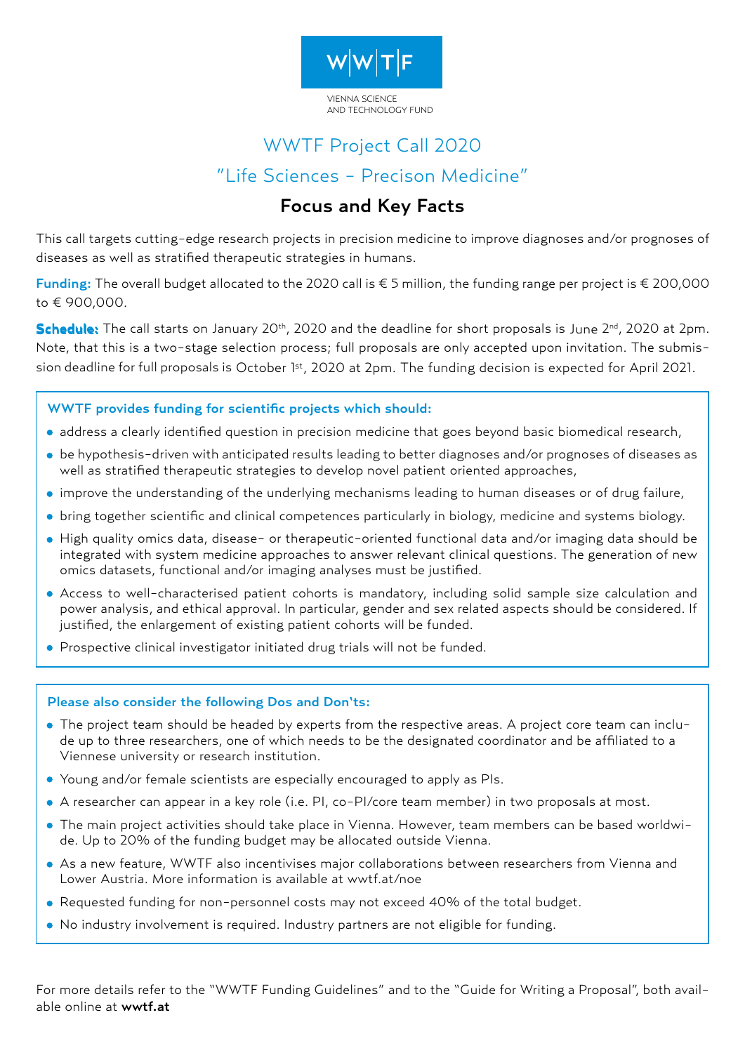VIENNA SCIENCE AND TECHNOLOGY FUND

# WWTF Project Call 2020

## "Life Sciences – Precison Medicine"

## Focus and Key Facts

This call targets cutting-edge research projects in precision medicine to improve diagnoses and/or prognoses of diseases as well as stratified therapeutic strategies in humans.

**Funding:** The overall budget allocated to the 2020 call is € 5 million, the funding range per project is € 200,000 to € 900,000.

**Schedule:** The call starts on January 20th, 2020 and the deadline for short proposals is June 2nd, 2020 at 2pm. Note, that this is a two-stage selection process; full proposals are only accepted upon invitation. The submission deadline for full proposals is October 1st, 2020 at 2pm. The funding decision is expected for April 2021.

**WWTF provides funding for scientific projects which should:**

- address a clearly identified question in precision medicine that goes beyond basic biomedical research,
- be hypothesis-driven with anticipated results leading to better diagnoses and/or prognoses of diseases as well as stratified therapeutic strategies to develop novel patient oriented approaches,
- improve the understanding of the underlying mechanisms leading to human diseases or of drug failure,
- bring together scientific and clinical competences particularly in biology, medicine and systems biology.
- High quality omics data, disease- or therapeutic-oriented functional data and/or imaging data should be integrated with system medicine approaches to answer relevant clinical questions. The generation of new omics datasets, functional and/or imaging analyses must be justified.
- Access to well-characterised patient cohorts is mandatory, including solid sample size calculation and power analysis, and ethical approval. In particular, gender and sex related aspects should be considered. If justified, the enlargement of existing patient cohorts will be funded.
- Prospective clinical investigator initiated drug trials will not be funded.

**Please also consider the following Dos and Don'ts:**

- The project team should be headed by experts from the respective areas. A project core team can include up to three researchers, one of which needs to be the designated coordinator and be affiliated to a Viennese university or research institution.
- Young and/or female scientists are especially encouraged to apply as PIs.
- A researcher can appear in a key role (i.e. PI, co-PI/core team member) in two proposals at most.
- The main project activities should take place in Vienna. However, team members can be based worldwide. Up to 20% of the funding budget may be allocated outside Vienna.
- As a new feature, WWTF also incentivises major collaborations between researchers from Vienna and Lower Austria. More information is available at wwtf.at/noe
- Requested funding for non-personnel costs may not exceed 40% of the total budget.
- No industry involvement is required. Industry partners are not eligible for funding.

For more details refer to the "WWTF Funding Guidelines" and to the "Guide for Writing a Proposal", both available online at **wwtf.at**